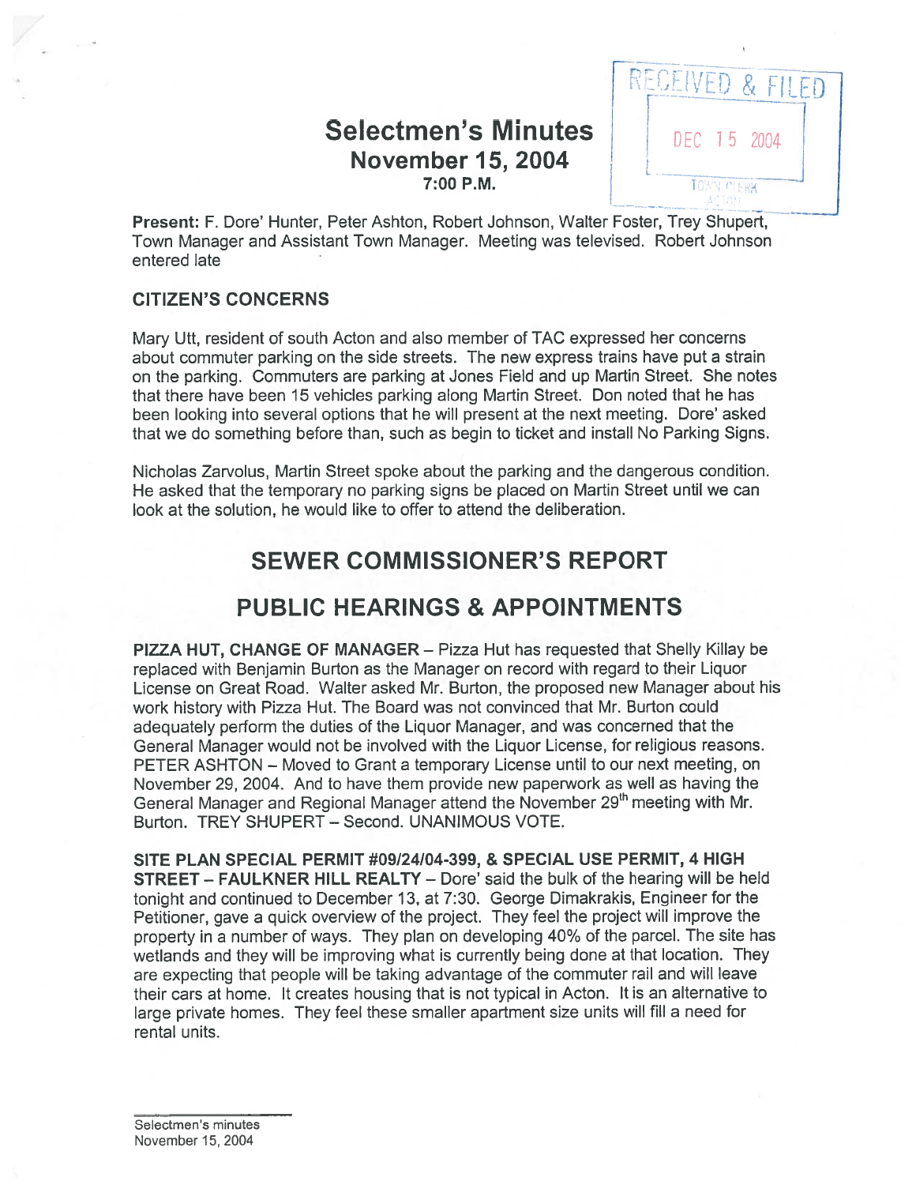# Selectmen's Minutes
## November 15, 2004
### 7:00 P.M.

RECEIVED & FILED
DEC 15 2004
TOWN CLERK
ACTON

**Present:** F. Dore' Hunter, Peter Ashton, Robert Johnson, Walter Foster, Trey Shupert, Town Manager and Assistant Town Manager. Meeting was televised. Robert Johnson entered late

### CITIZEN'S CONCERNS

Mary Utt, resident of south Acton and also member of TAC expressed her concerns about commuter parking on the side streets. The new express trains have put a strain on the parking. Commuters are parking at Jones Field and up Martin Street. She notes that there have been 15 vehicles parking along Martin Street. Don noted that he has been looking into several options that he will present at the next meeting. Dore' asked that we do something before than, such as begin to ticket and install No Parking Signs.

Nicholas Zarvolus, Martin Street spoke about the parking and the dangerous condition. He asked that the temporary no parking signs be placed on Martin Street until we can look at the solution, he would like to offer to attend the deliberation.

## SEWER COMMISSIONER'S REPORT

## PUBLIC HEARINGS & APPOINTMENTS

**PIZZA HUT, CHANGE OF MANAGER** – Pizza Hut has requested that Shelly Killay be replaced with Benjamin Burton as the Manager on record with regard to their Liquor License on Great Road. Walter asked Mr. Burton, the proposed new Manager about his work history with Pizza Hut. The Board was not convinced that Mr. Burton could adequately perform the duties of the Liquor Manager, and was concerned that the General Manager would not be involved with the Liquor License, for religious reasons. PETER ASHTON – Moved to Grant a temporary License until to our next meeting, on November 29, 2004. And to have them provide new paperwork as well as having the General Manager and Regional Manager attend the November 29th meeting with Mr. Burton. TREY SHUPERT – Second. UNANIMOUS VOTE.

**SITE PLAN SPECIAL PERMIT #09/24/04-399, & SPECIAL USE PERMIT, 4 HIGH STREET – FAULKNER HILL REALTY** – Dore' said the bulk of the hearing will be held tonight and continued to December 13, at 7:30. George Dimakrakis, Engineer for the Petitioner, gave a quick overview of the project. They feel the project will improve the property in a number of ways. They plan on developing 40% of the parcel. The site has wetlands and they will be improving what is currently being done at that location. They are expecting that people will be taking advantage of the commuter rail and will leave their cars at home. It creates housing that is not typical in Acton. It is an alternative to large private homes. They feel these smaller apartment size units will fill a need for rental units.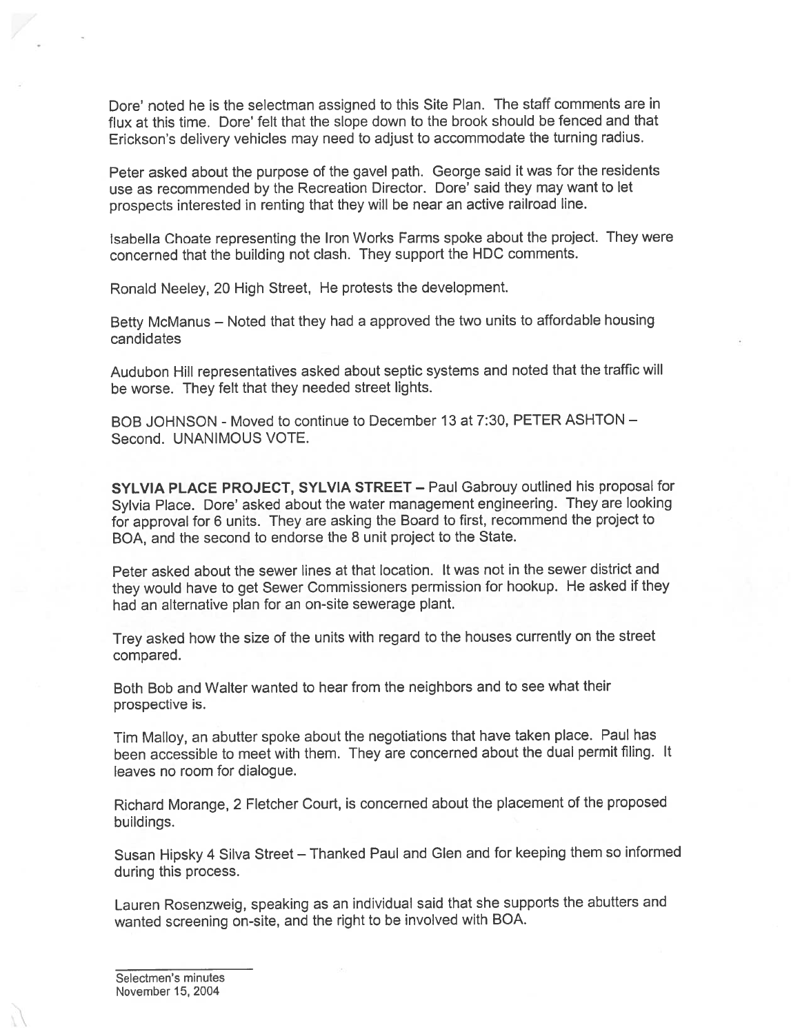Dore' noted he is the selectman assigned to this Site Plan. The staff comments are in flux at this time. Dore' felt that the slope down to the brook should be fenced and that Erickson's delivery vehicles may need to adjust to accommodate the turning radius.

Peter asked about the purpose of the gavel path. George said it was for the residents use as recommended by the Recreation Director. Dore' said they may want to let prospects interested in renting that they will be near an active railroad line.

Isabella Choate representing the Iron Works Farms spoke about the project. They were concerned that the building not clash. They support the HDC comments.

Ronald Neeley, 20 High Street, He protests the development.

Betty McManus – Noted that they had a approved the two units to affordable housing candidates

Audubon Hill representatives asked about septic systems and noted that the traffic will be worse. They felt that they needed street lights.

BOB JOHNSON - Moved to continue to December 13 at 7:30, PETER ASHTON – Second. UNANIMOUS VOTE.

**SYLVIA PLACE PROJECT, SYLVIA STREET –** Paul Gabrouy outlined his proposal for Sylvia Place. Dore' asked about the water management engineering. They are looking for approval for 6 units. They are asking the Board to first, recommend the project to BOA, and the second to endorse the 8 unit project to the State.

Peter asked about the sewer lines at that location. It was not in the sewer district and they would have to get Sewer Commissioners permission for hookup. He asked if they had an alternative plan for an on-site sewerage plant.

Trey asked how the size of the units with regard to the houses currently on the street compared.

Both Bob and Walter wanted to hear from the neighbors and to see what their prospective is.

Tim Malloy, an abutter spoke about the negotiations that have taken place. Paul has been accessible to meet with them. They are concerned about the dual permit filing. It leaves no room for dialogue.

Richard Morange, 2 Fletcher Court, is concerned about the placement of the proposed buildings.

Susan Hipsky 4 Silva Street – Thanked Paul and Glen and for keeping them so informed during this process.

Lauren Rosenzweig, speaking as an individual said that she supports the abutters and wanted screening on-site, and the right to be involved with BOA.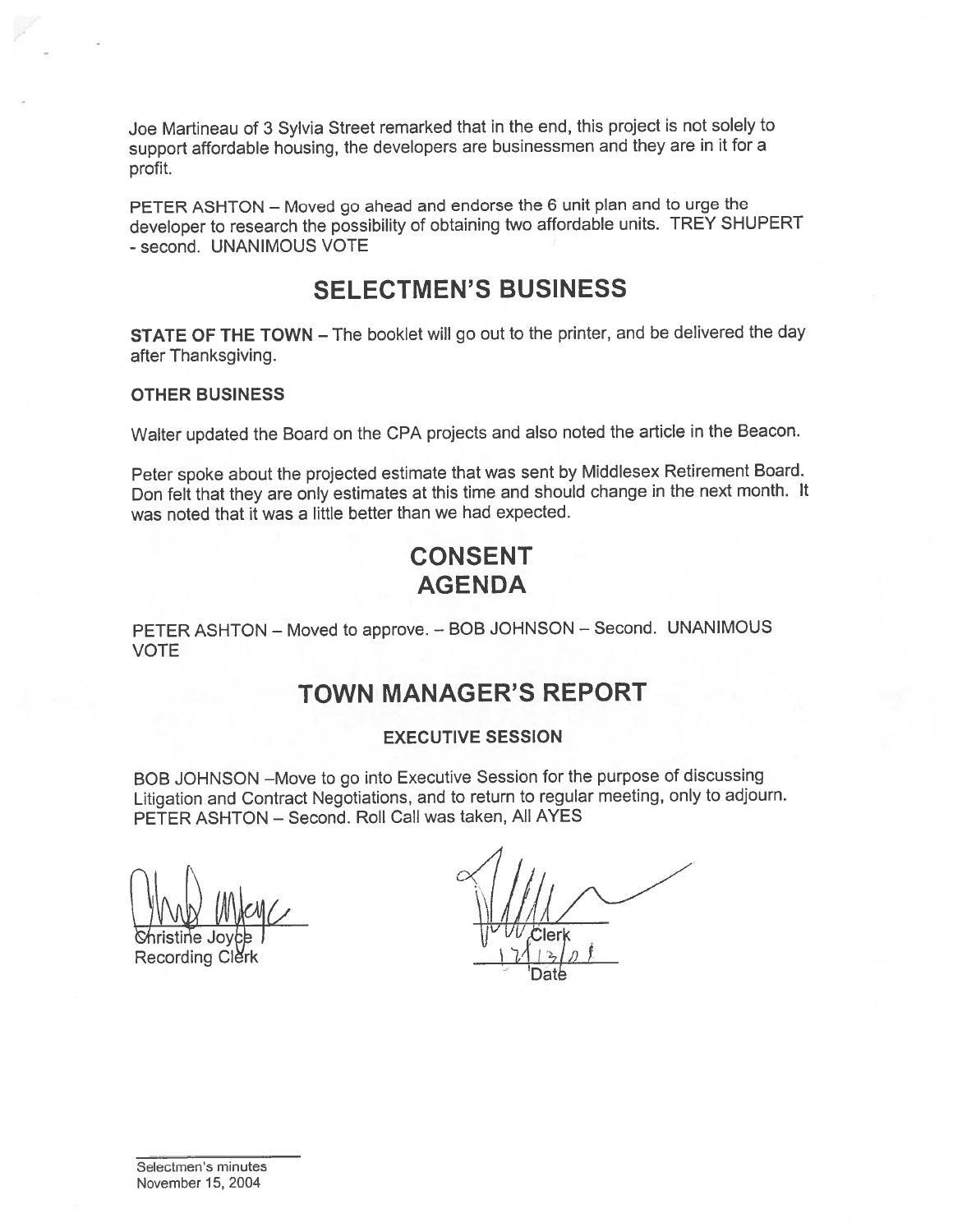Joe Martineau of 3 Sylvia Street remarked that in the end, this project is not solely to support affordable housing, the developers are businessmen and they are in it for a profit.

PETER ASHTON – Moved go ahead and endorse the 6 unit plan and to urge the developer to research the possibility of obtaining two affordable units. TREY SHUPERT - second. UNANIMOUS VOTE

# SELECTMEN'S BUSINESS

**STATE OF THE TOWN** – The booklet will go out to the printer, and be delivered the day after Thanksgiving.

**OTHER BUSINESS**

Walter updated the Board on the CPA projects and also noted the article in the Beacon.

Peter spoke about the projected estimate that was sent by Middlesex Retirement Board. Don felt that they are only estimates at this time and should change in the next month. It was noted that it was a little better than we had expected.

# CONSENT AGENDA

PETER ASHTON – Moved to approve. – BOB JOHNSON – Second. UNANIMOUS VOTE

# TOWN MANAGER'S REPORT

**EXECUTIVE SESSION**

BOB JOHNSON –Move to go into Executive Session for the purpose of discussing Litigation and Contract Negotiations, and to return to regular meeting, only to adjourn. PETER ASHTON – Second. Roll Call was taken, All AYES

Christine Joyce
Recording Clerk

Clerk
12/13/04
Date

Selectmen's minutes
November 15, 2004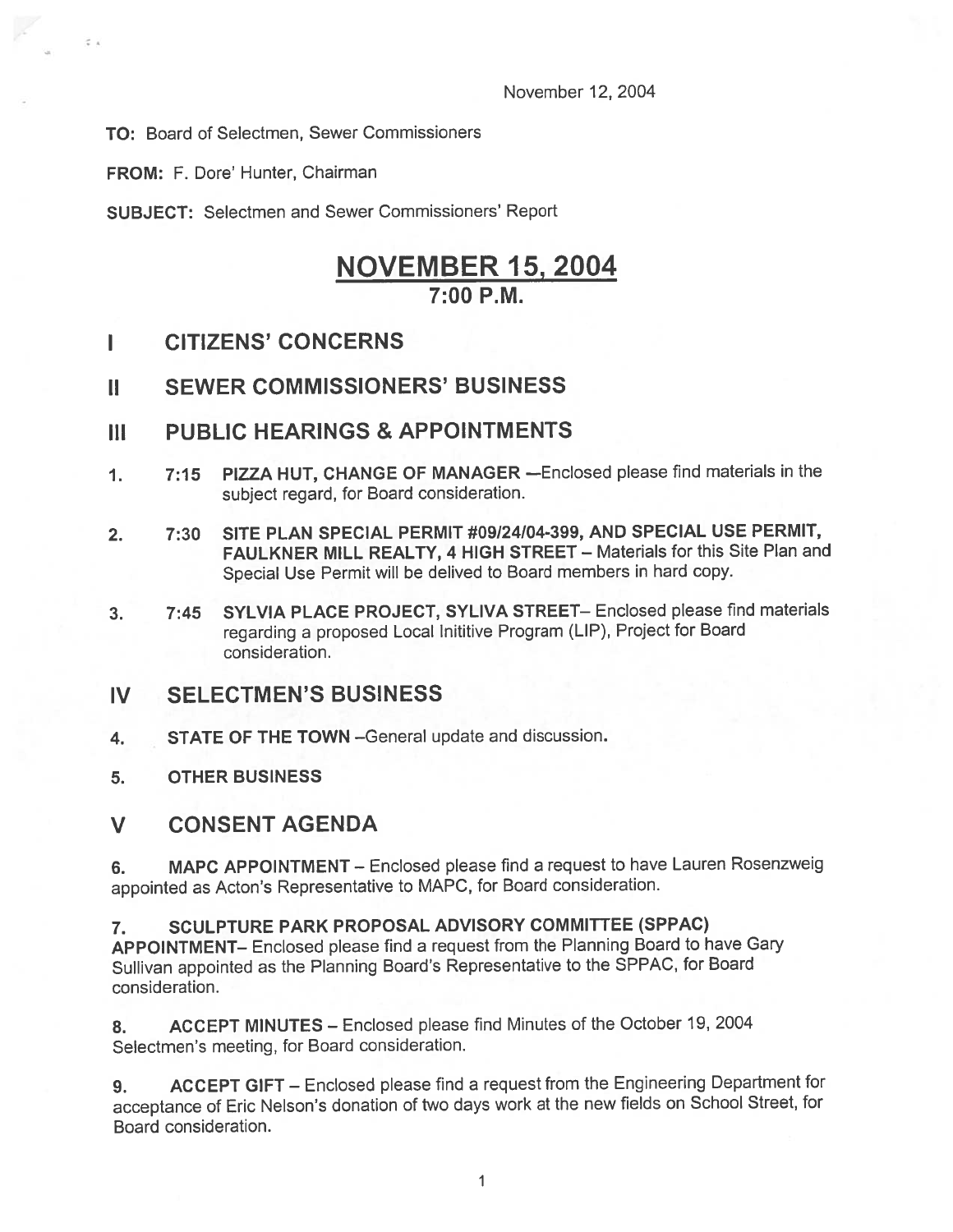November 12, 2004

**TO:** Board of Selectmen, Sewer Commissioners

**FROM:** F. Dore' Hunter, Chairman

**SUBJECT:** Selectmen and Sewer Commissioners' Report

# NOVEMBER 15, 2004

## 7:00 P.M.

## I CITIZENS' CONCERNS

## II SEWER COMMISSIONERS' BUSINESS

## III PUBLIC HEARINGS & APPOINTMENTS

1. **7:15 PIZZA HUT, CHANGE OF MANAGER** —Enclosed please find materials in the subject regard, for Board consideration.

2. **7:30 SITE PLAN SPECIAL PERMIT #09/24/04-399, AND SPECIAL USE PERMIT, FAULKNER MILL REALTY, 4 HIGH STREET** – Materials for this Site Plan and Special Use Permit will be delived to Board members in hard copy.

3. **7:45 SYLVIA PLACE PROJECT, SYLIVA STREET**– Enclosed please find materials regarding a proposed Local Inititive Program (LIP), Project for Board consideration.

## IV SELECTMEN'S BUSINESS

4. **STATE OF THE TOWN** –General update and discussion.

5. **OTHER BUSINESS**

## V CONSENT AGENDA

6. **MAPC APPOINTMENT** – Enclosed please find a request to have Lauren Rosenzweig appointed as Acton's Representative to MAPC, for Board consideration.

7. **SCULPTURE PARK PROPOSAL ADVISORY COMMITTEE (SPPAC) APPOINTMENT**– Enclosed please find a request from the Planning Board to have Gary Sullivan appointed as the Planning Board's Representative to the SPPAC, for Board consideration.

8. **ACCEPT MINUTES** – Enclosed please find Minutes of the October 19, 2004 Selectmen's meeting, for Board consideration.

9. **ACCEPT GIFT** – Enclosed please find a request from the Engineering Department for acceptance of Eric Nelson's donation of two days work at the new fields on School Street, for Board consideration.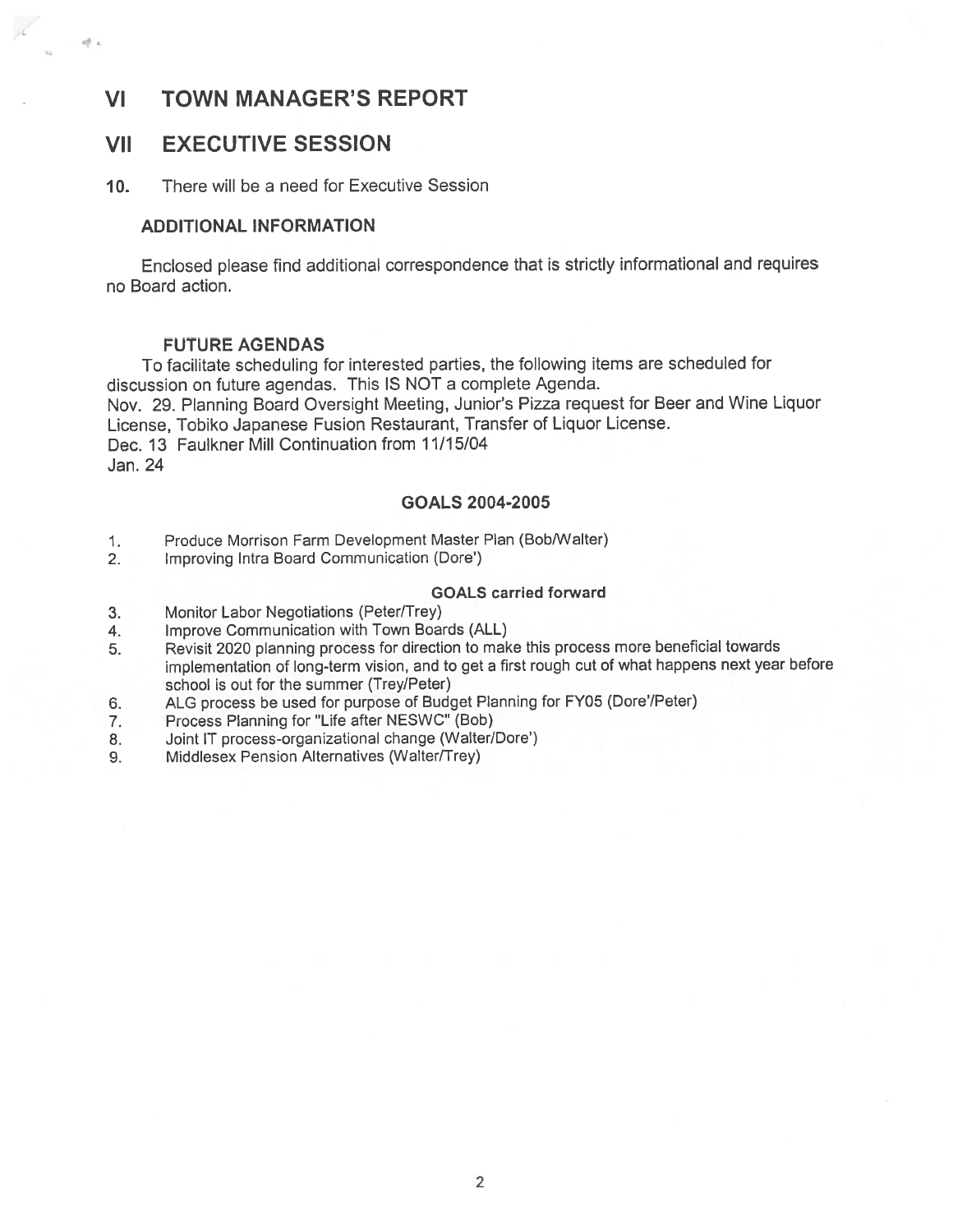# VI TOWN MANAGER'S REPORT

# VII EXECUTIVE SESSION

10. There will be a need for Executive Session

### ADDITIONAL INFORMATION

Enclosed please find additional correspondence that is strictly informational and requires no Board action.

### FUTURE AGENDAS

To facilitate scheduling for interested parties, the following items are scheduled for discussion on future agendas. This IS NOT a complete Agenda.
Nov. 29. Planning Board Oversight Meeting, Junior's Pizza request for Beer and Wine Liquor License, Tobiko Japanese Fusion Restaurant, Transfer of Liquor License.
Dec. 13 Faulkner Mill Continuation from 11/15/04
Jan. 24

### GOALS 2004-2005

1. Produce Morrison Farm Development Master Plan (Bob/Walter)
2. Improving Intra Board Communication (Dore')

#### GOALS carried forward

3. Monitor Labor Negotiations (Peter/Trey)
4. Improve Communication with Town Boards (ALL)
5. Revisit 2020 planning process for direction to make this process more beneficial towards implementation of long-term vision, and to get a first rough cut of what happens next year before school is out for the summer (Trey/Peter)
6. ALG process be used for purpose of Budget Planning for FY05 (Dore'/Peter)
7. Process Planning for "Life after NESWC" (Bob)
8. Joint IT process-organizational change (Walter/Dore')
9. Middlesex Pension Alternatives (Walter/Trey)